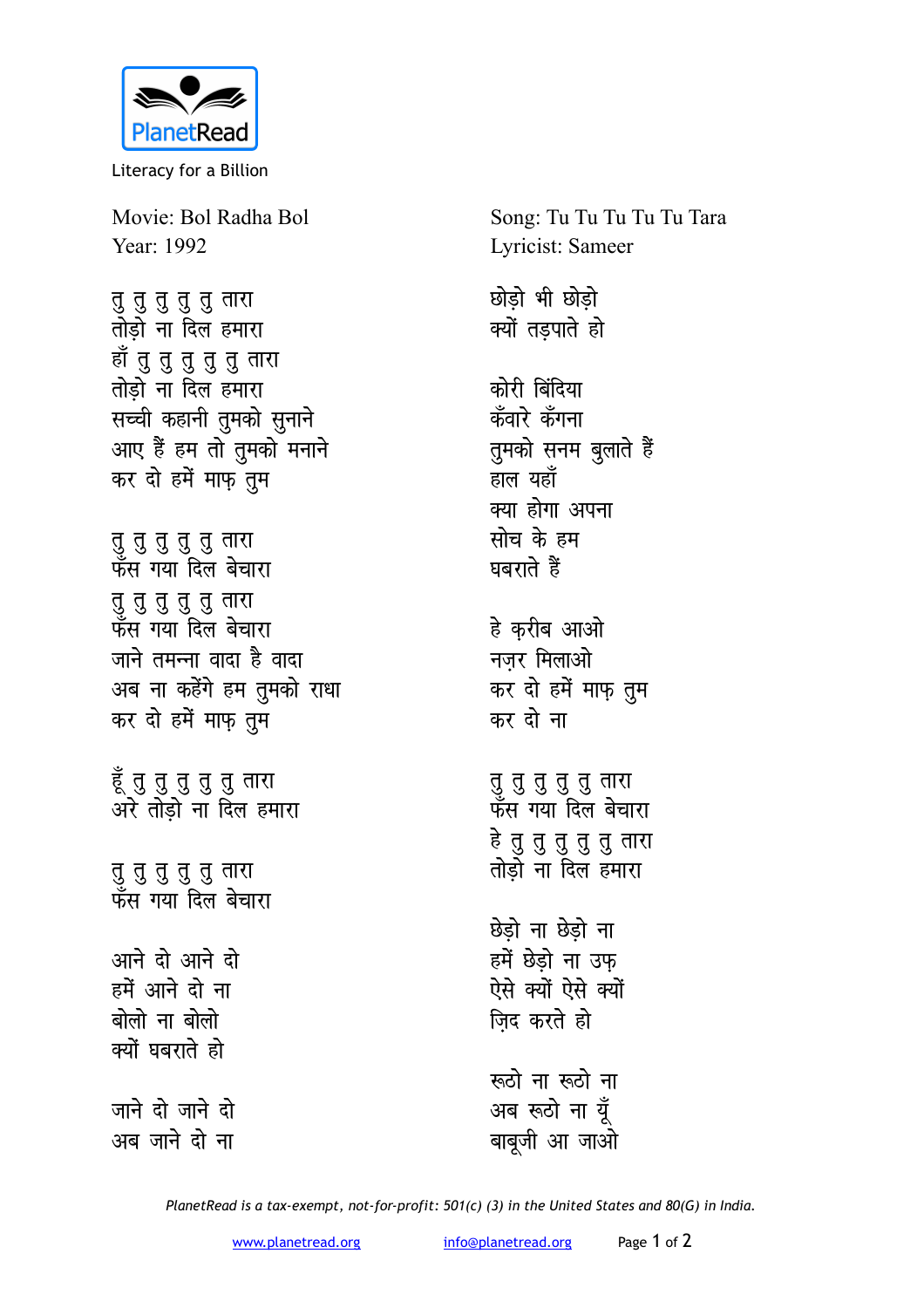PlanetRead

Literacy for a Billion

Movie: Bol Radha Bol
Year: 1992

Song: Tu Tu Tu Tu Tu Tara
Lyricist: Sameer

तु तु तु तु तु तारा
तोड़ो ना दिल हमारा
हाँ तु तु तु तु तु तारा
तोड़ो ना दिल हमारा
सच्ची कहानी तुमको सुनाने
आए हैं हम तो तुमको मनाने
कर दो हमें माफ़ तुम

तु तु तु तु तु तारा
फँस गया दिल बेचारा
तु तु तु तु तु तारा
फँस गया दिल बेचारा
जाने तमन्ना वादा है वादा
अब ना कहेंगे हम तुमको राधा
कर दो हमें माफ़ तुम

हूँ तु तु तु तु तु तारा
अरे तोड़ो ना दिल हमारा

तु तु तु तु तु तारा
फँस गया दिल बेचारा

आने दो आने दो
हमें आने दो ना
बोलो ना बोलो
क्यों घबराते हो

जाने दो जाने दो
अब जाने दो ना

छोड़ो भी छोड़ो
क्यों तड़पाते हो

कोरी बिंदिया
कँवारे कँगना
तुमको सनम बुलाते हैं
हाल यहाँ
क्या होगा अपना
सोच के हम
घबराते हैं

हे क़रीब आओ
नज़र मिलाओ
कर दो हमें माफ़ तुम
कर दो ना

तु तु तु तु तु तारा
फँस गया दिल बेचारा
हे तु तु तु तु तु तारा
तोड़ो ना दिल हमारा

छेड़ो ना छेड़ो ना
हमें छेड़ो ना उफ़
ऐसे क्यों ऐसे क्यों
ज़िद करते हो

रूठो ना रूठो ना
अब रूठो ना यूँ
बाबूजी आ जाओ

*PlanetRead is a tax-exempt, not-for-profit: 501(c) (3) in the United States and 80(G) in India.*

www.planetread.org info@planetread.org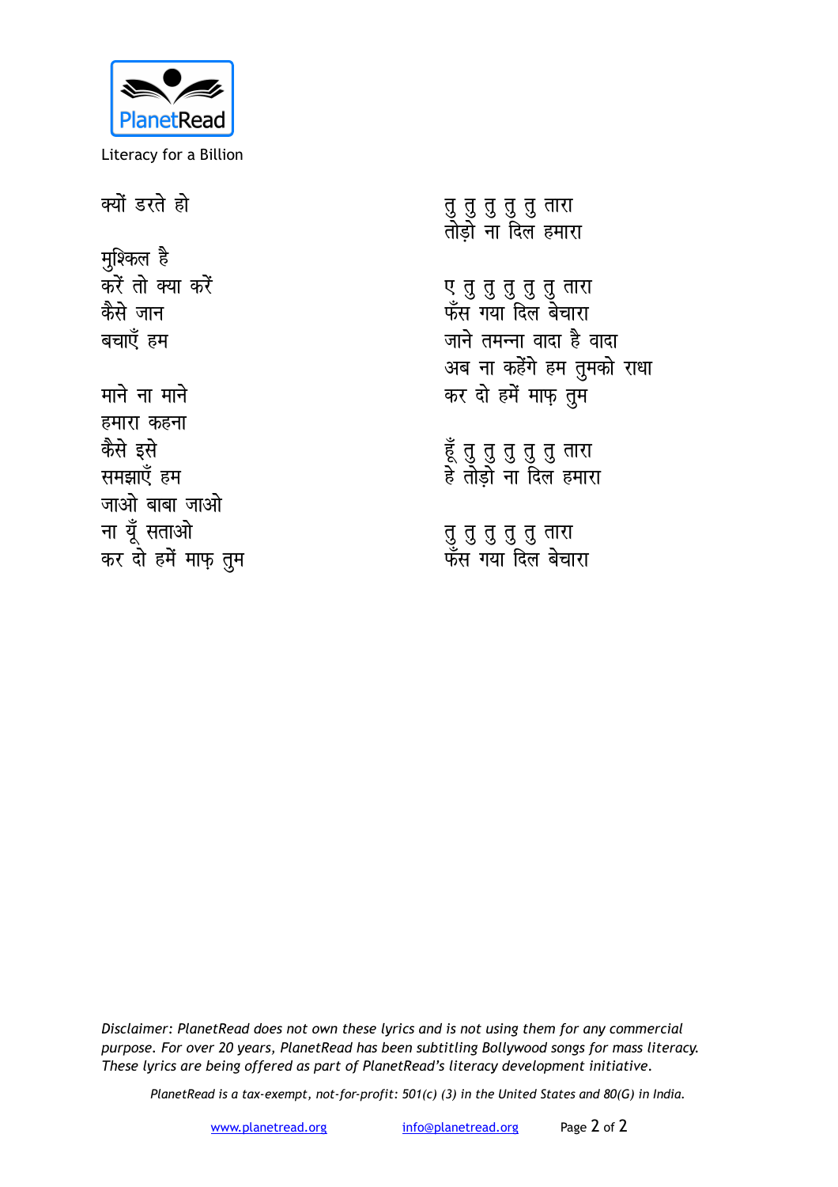PlanetRead

Literacy for a Billion

क्यों डरते हो

मुश्किल है
करें तो क्या करें
कैसे जान
बचाएँ हम

माने ना माने
हमारा कहना
कैसे इसे
समझाएँ हम
जाओ बाबा जाओ
ना यूँ सताओ
कर दो हमें माफ़ तुम

तु तु तु तु तु तारा
तोड़ो ना दिल हमारा

ए तु तु तु तु तु तारा
फँस गया दिल बेचारा
जाने तमन्ना वादा है वादा
अब ना कहेंगे हम तुमको राधा
कर दो हमें माफ़ तुम

हूँ तु तु तु तु तु तारा
हे तोड़ो ना दिल हमारा

तु तु तु तु तु तारा
फँस गया दिल बेचारा

*Disclaimer: PlanetRead does not own these lyrics and is not using them for any commercial purpose. For over 20 years, PlanetRead has been subtitling Bollywood songs for mass literacy. These lyrics are being offered as part of PlanetRead's literacy development initiative.*

*PlanetRead is a tax-exempt, not-for-profit: 501(c) (3) in the United States and 80(G) in India.*

www.planetread.org info@planetread.org